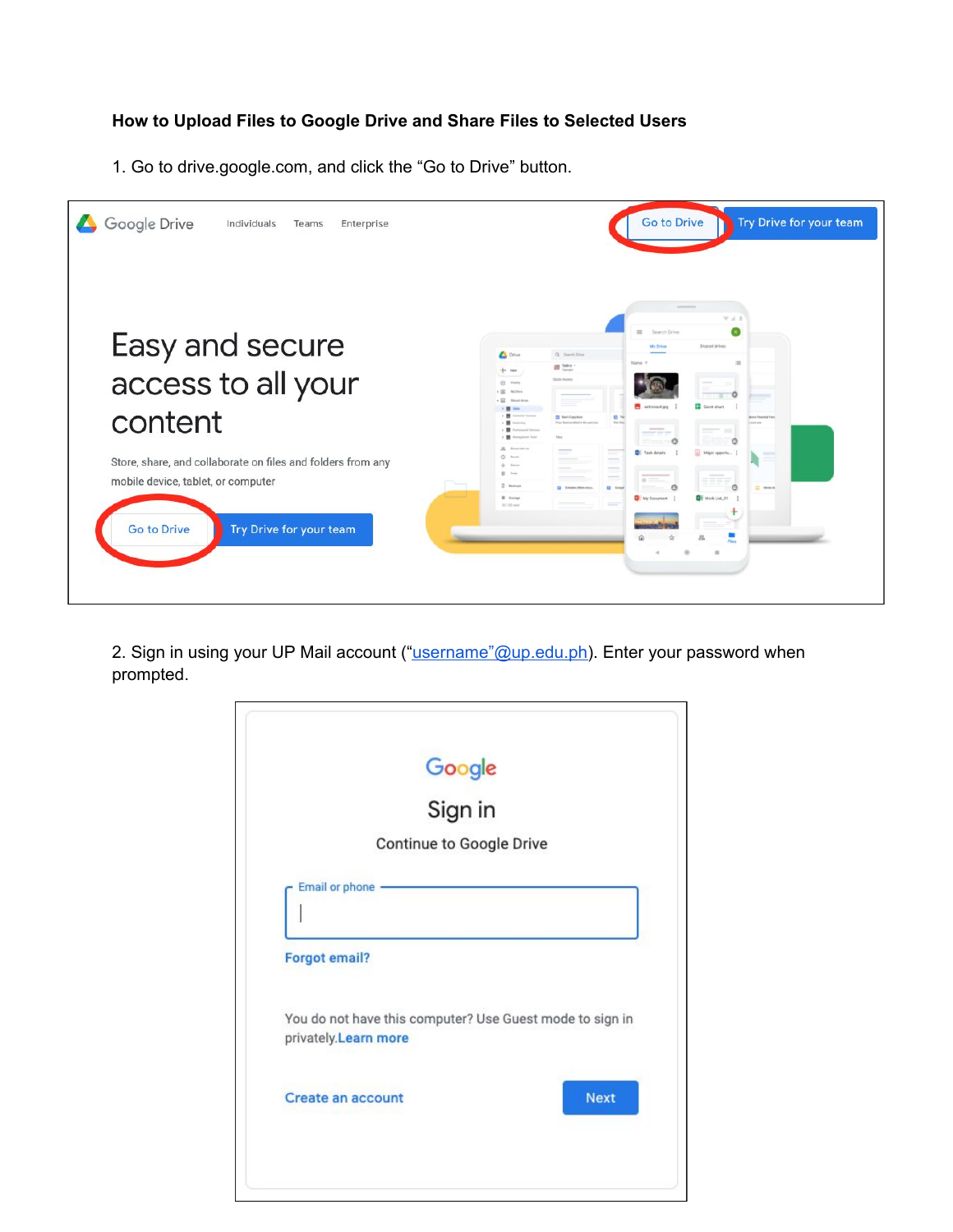**How to Upload Files to Google Drive and Share Files to Selected Users**

1. Go to drive.google.com, and click the "Go to Drive" button.

2. Sign in using your UP Mail account ("username"@up.edu.ph). Enter your password when prompted.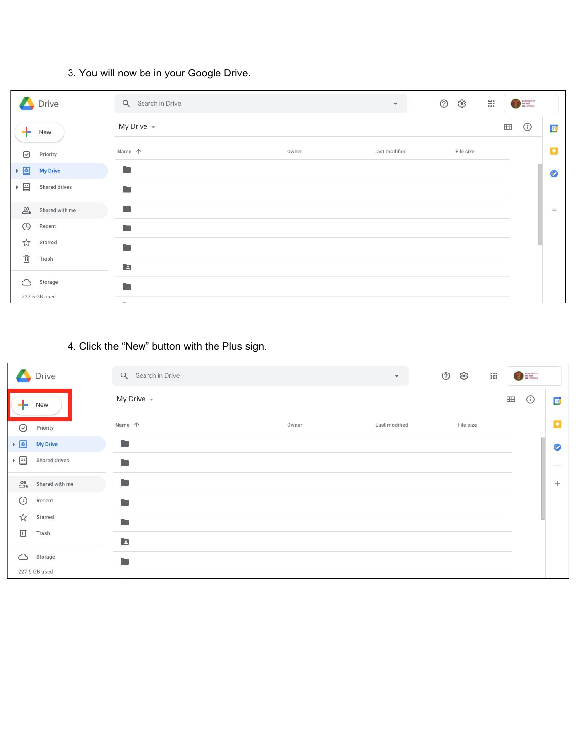3. You will now be in your Google Drive.

4. Click the "New" button with the Plus sign.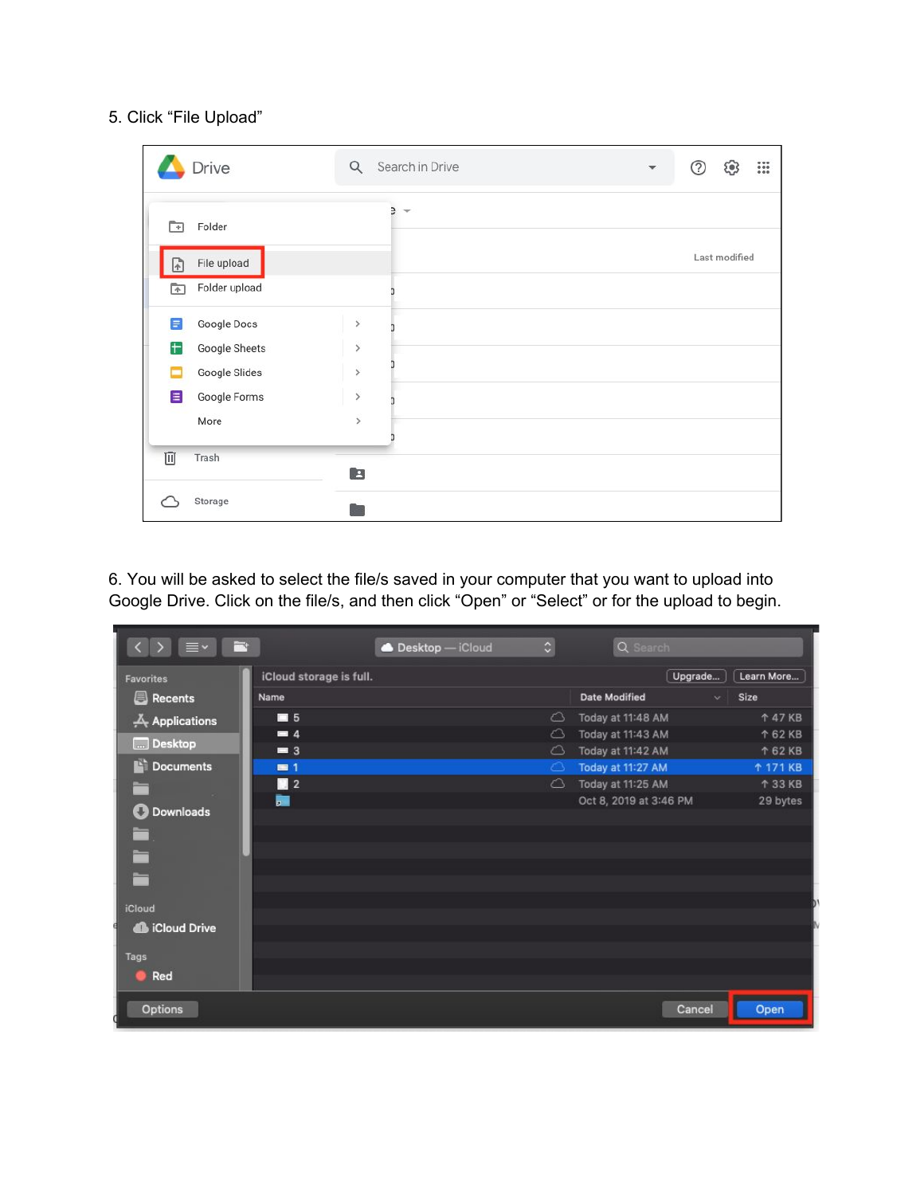5. Click “File Upload”

6. You will be asked to select the file/s saved in your computer that you want to upload into Google Drive. Click on the file/s, and then click “Open” or “Select” or for the upload to begin.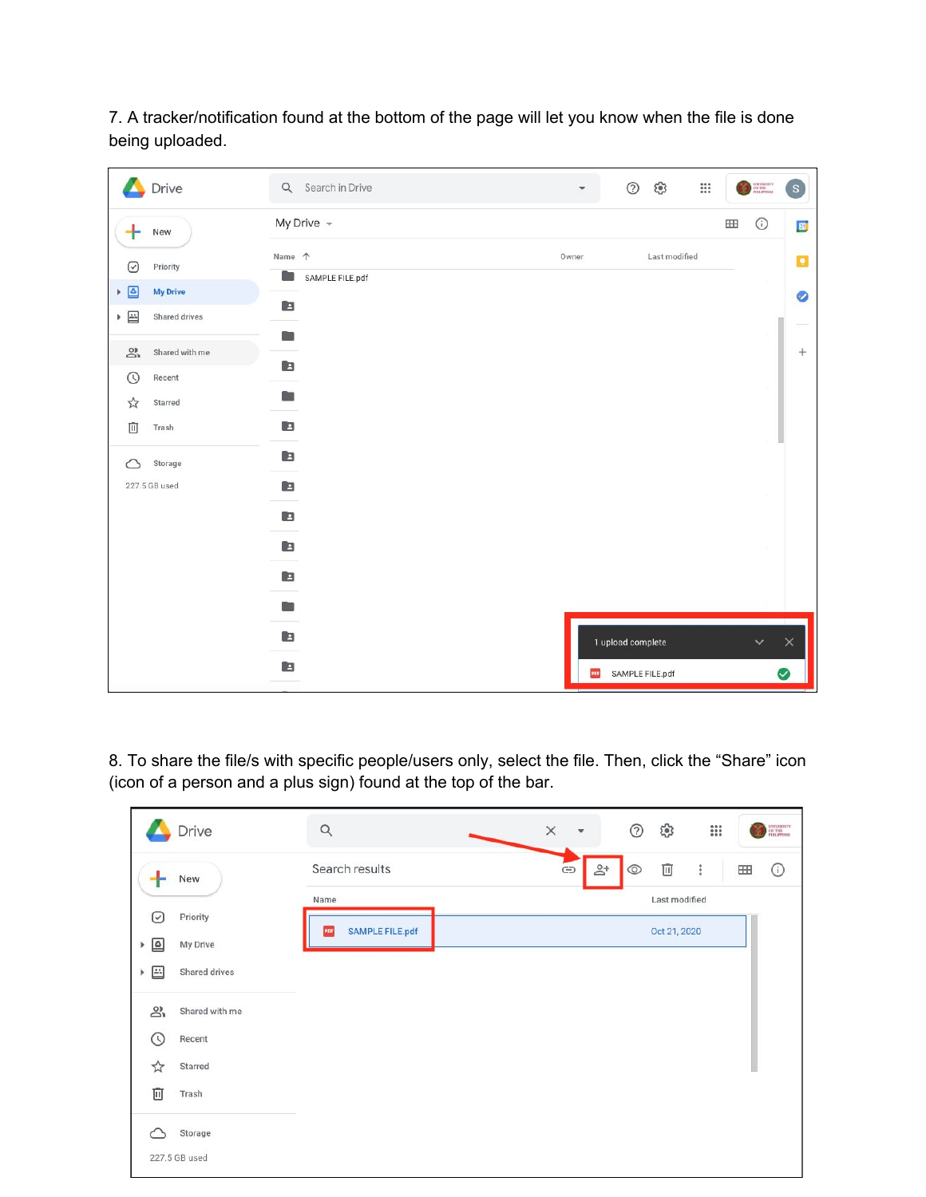7. A tracker/notification found at the bottom of the page will let you know when the file is done being uploaded.

8. To share the file/s with specific people/users only, select the file. Then, click the “Share” icon (icon of a person and a plus sign) found at the top of the bar.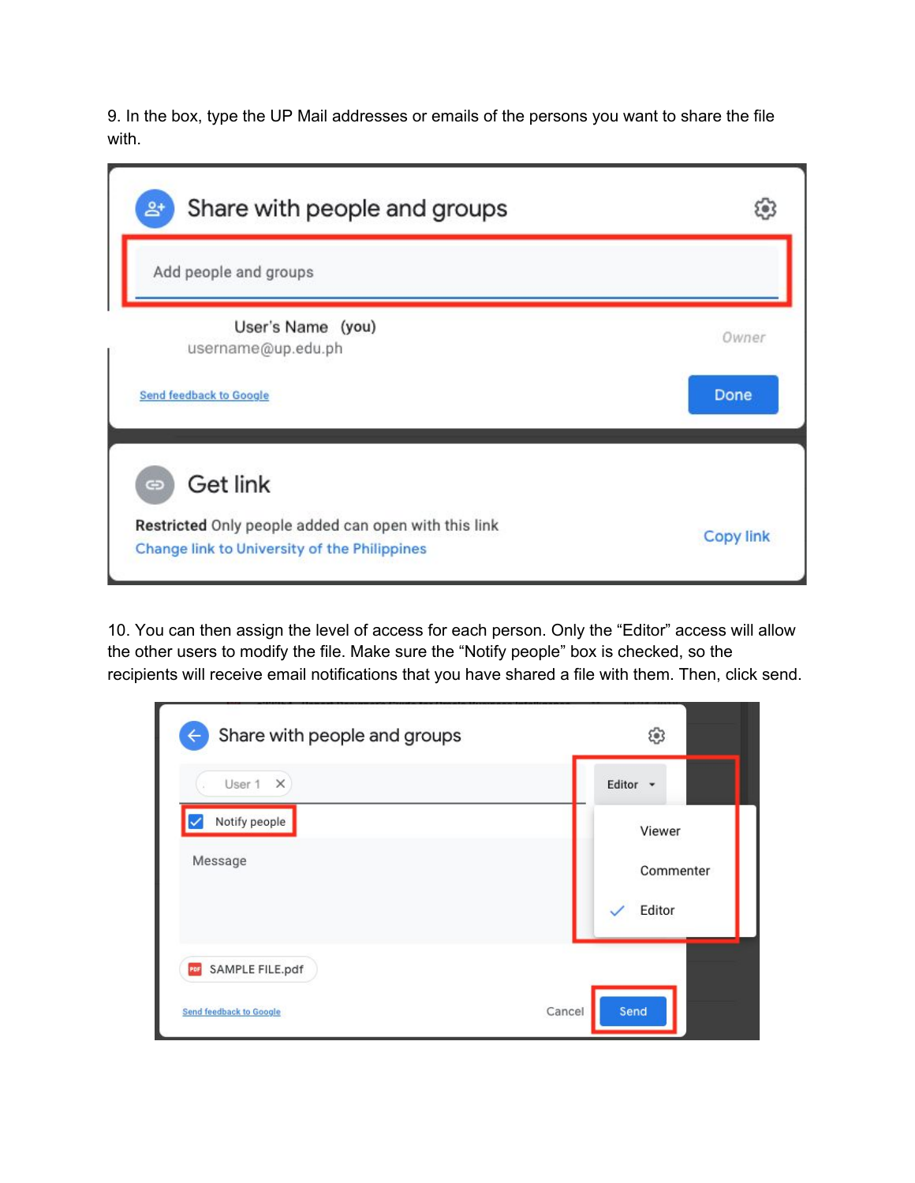9. In the box, type the UP Mail addresses or emails of the persons you want to share the file with.

10. You can then assign the level of access for each person. Only the “Editor” access will allow the other users to modify the file. Make sure the “Notify people” box is checked, so the recipients will receive email notifications that you have shared a file with them. Then, click send.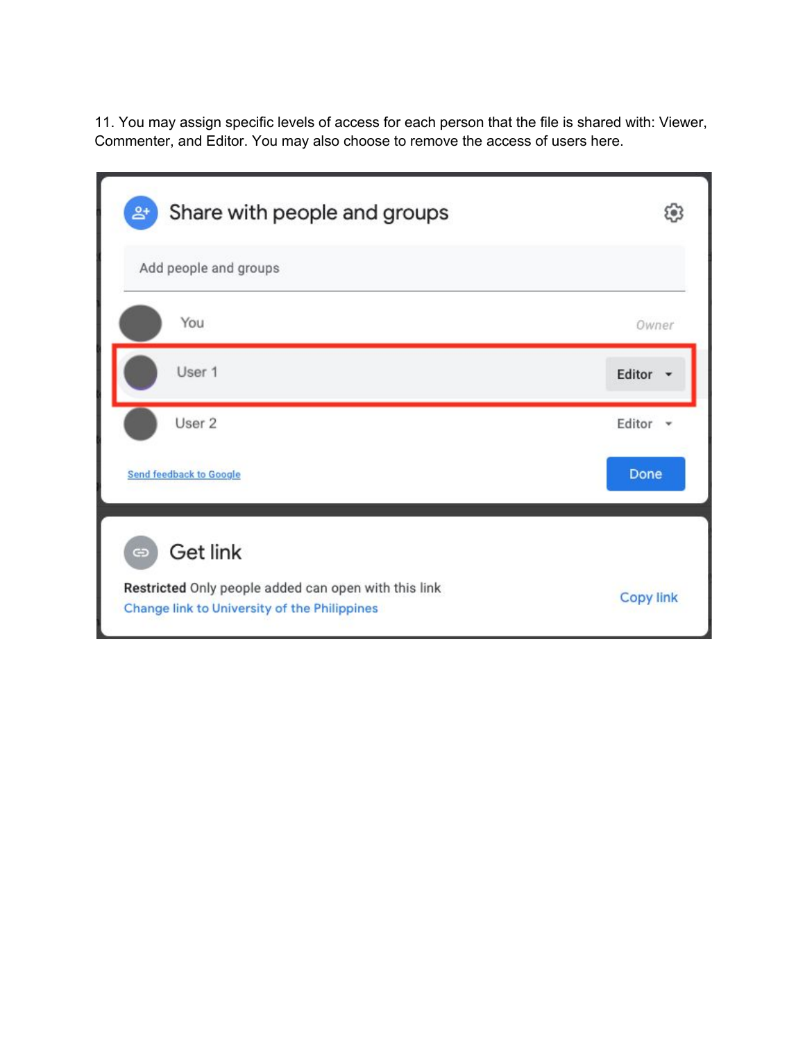11. You may assign specific levels of access for each person that the file is shared with: Viewer, Commenter, and Editor. You may also choose to remove the access of users here.